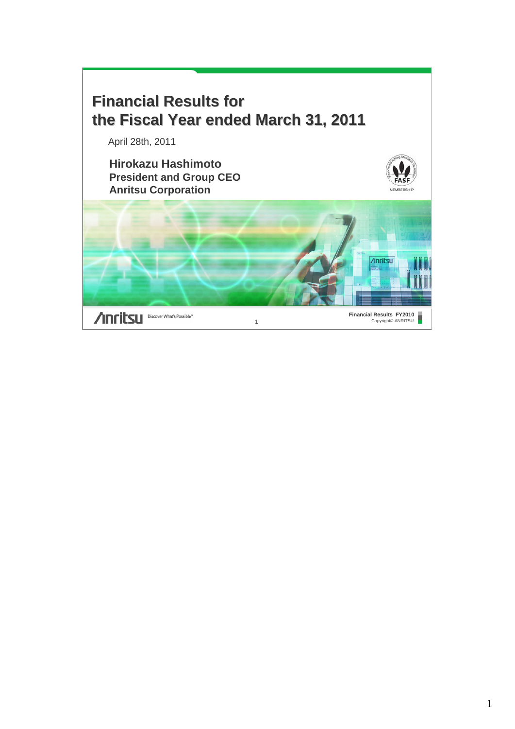# Financial Results for the Fiscal Year ended March 31, 2011

April 28th, 2011

**Hirokazu Hashimoto**
**President and Group CEO**
**Anritsu Corporation**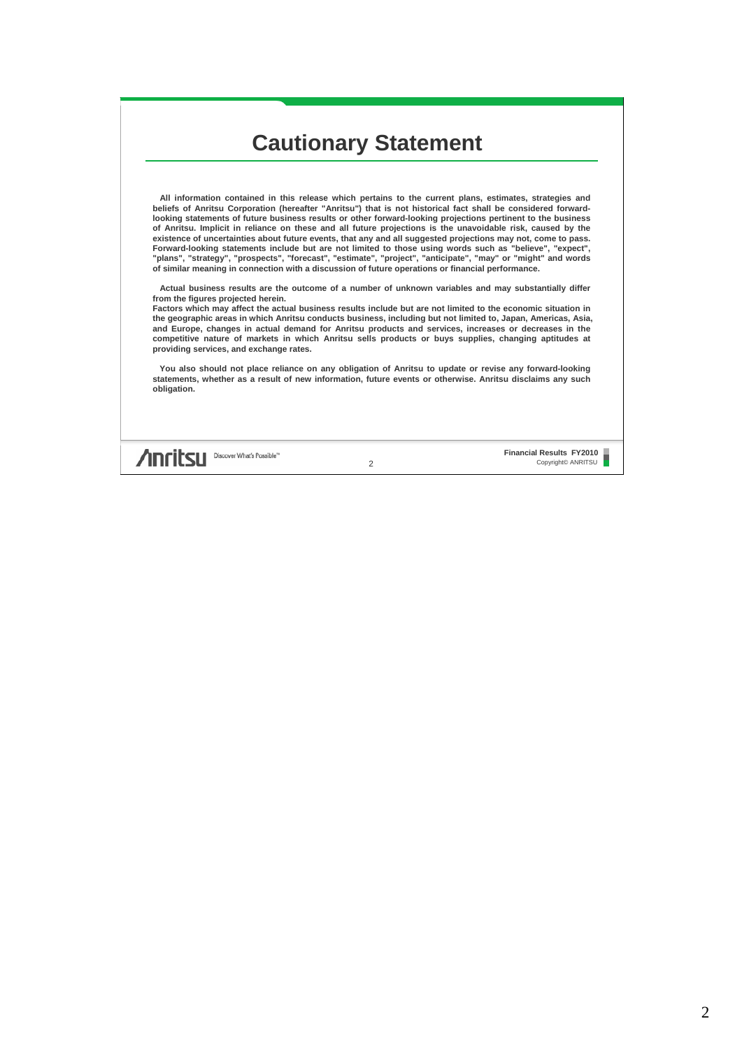# Cautionary Statement

**All information contained in this release which pertains to the current plans, estimates, strategies and beliefs of Anritsu Corporation (hereafter "Anritsu") that is not historical fact shall be considered forward-looking statements of future business results or other forward-looking projections pertinent to the business of Anritsu. Implicit in reliance on these and all future projections is the unavoidable risk, caused by the existence of uncertainties about future events, that any and all suggested projections may not, come to pass. Forward-looking statements include but are not limited to those using words such as "believe", "expect", "plans", "strategy", "prospects", "forecast", "estimate", "project", "anticipate", "may" or "might" and words of similar meaning in connection with a discussion of future operations or financial performance.**

**Actual business results are the outcome of a number of unknown variables and may substantially differ from the figures projected herein.**
**Factors which may affect the actual business results include but are not limited to the economic situation in the geographic areas in which Anritsu conducts business, including but not limited to, Japan, Americas, Asia, and Europe, changes in actual demand for Anritsu products and services, increases or decreases in the competitive nature of markets in which Anritsu sells products or buys supplies, changing aptitudes at providing services, and exchange rates.**

**You also should not place reliance on any obligation of Anritsu to update or revise any forward-looking statements, whether as a result of new information, future events or otherwise. Anritsu disclaims any such obligation.**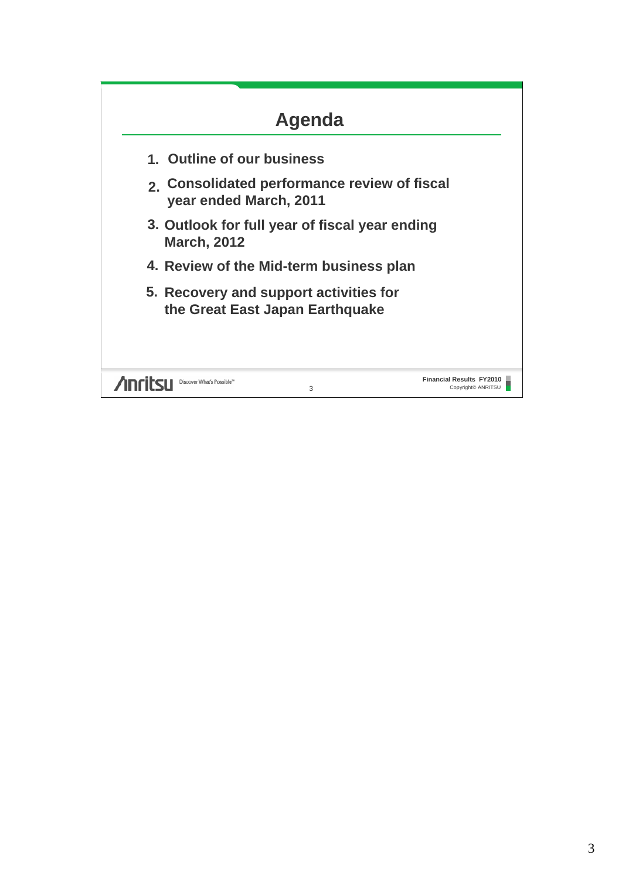# Agenda

1. Outline of our business
2. Consolidated performance review of fiscal year ended March, 2011
3. Outlook for full year of fiscal year ending March, 2012
4. Review of the Mid-term business plan
5. Recovery and support activities for the Great East Japan Earthquake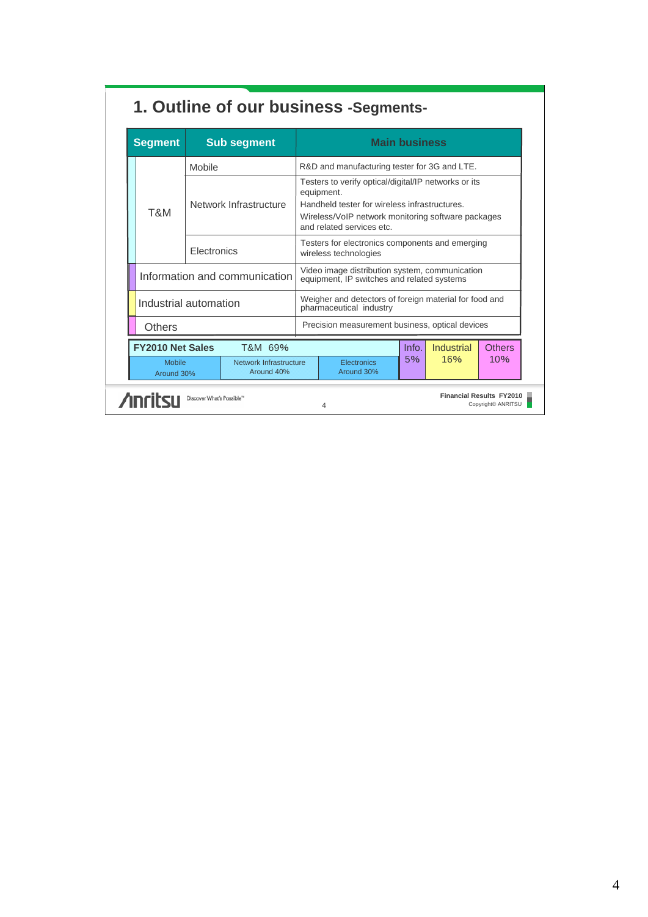# 1. Outline of our business -Segments-

| Segment | Sub segment | Main business |
|---|---|---|
| T&M | Mobile | R&D and manufacturing tester for 3G and LTE. |
| | Network Infrastructure | Testers to verify optical/digital/IP networks or its equipment. Handheld tester for wireless infrastructures. Wireless/VoIP network monitoring software packages and related services etc. |
| | Electronics | Testers for electronics components and emerging wireless technologies |
| Information and communication | | Video image distribution system, communication equipment, IP switches and related systems |
| Industrial automation | | Weigher and detectors of foreign material for food and pharmaceutical industry |
| Others | | Precision measurement business, optical devices |

**FY2010 Net Sales**

| T&M 69% | | | Info. 5% | Industrial 16% | Others 10% |
|---|---|---|---|---|---|
| Mobile Around 30% | Network Infrastructure Around 40% | Electronics Around 30% | | | |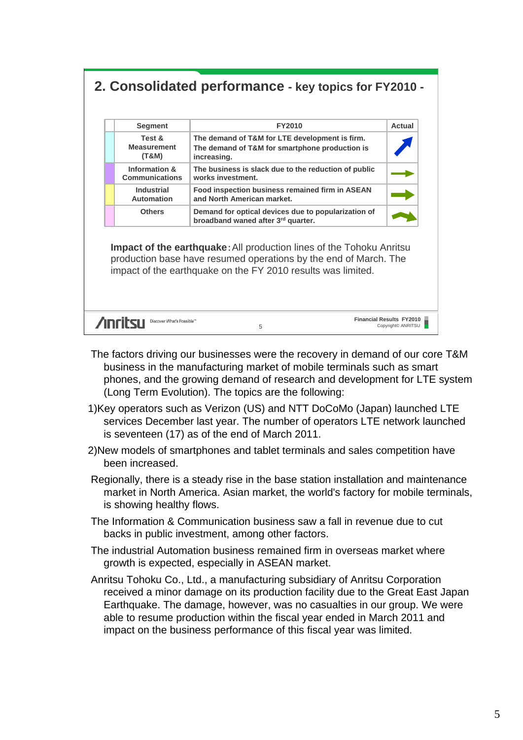## 2. Consolidated performance - key topics for FY2010 -

| Segment | FY2010 | Actual |
|---|---|---|
| Test & Measurement (T&M) | The demand of T&M for LTE development is firm. The demand of T&M for smartphone production is increasing. | ↗ |
| Information & Communications | The business is slack due to the reduction of public works investment. | → |
| Industrial Automation | Food inspection business remained firm in ASEAN and North American market. | → |
| Others | Demand for optical devices due to popularization of broadband waned after 3rd quarter. | ↘↗ |

**Impact of the earthquake:** All production lines of the Tohoku Anritsu production base have resumed operations by the end of March. The impact of the earthquake on the FY 2010 results was limited.

The factors driving our businesses were the recovery in demand of our core T&M business in the manufacturing market of mobile terminals such as smart phones, and the growing demand of research and development for LTE system (Long Term Evolution). The topics are the following:

1)Key operators such as Verizon (US) and NTT DoCoMo (Japan) launched LTE services December last year. The number of operators LTE network launched is seventeen (17) as of the end of March 2011.

2)New models of smartphones and tablet terminals and sales competition have been increased.

Regionally, there is a steady rise in the base station installation and maintenance market in North America. Asian market, the world's factory for mobile terminals, is showing healthy flows.

The Information & Communication business saw a fall in revenue due to cut backs in public investment, among other factors.

The industrial Automation business remained firm in overseas market where growth is expected, especially in ASEAN market.

Anritsu Tohoku Co., Ltd., a manufacturing subsidiary of Anritsu Corporation received a minor damage on its production facility due to the Great East Japan Earthquake. The damage, however, was no casualties in our group. We were able to resume production within the fiscal year ended in March 2011 and impact on the business performance of this fiscal year was limited.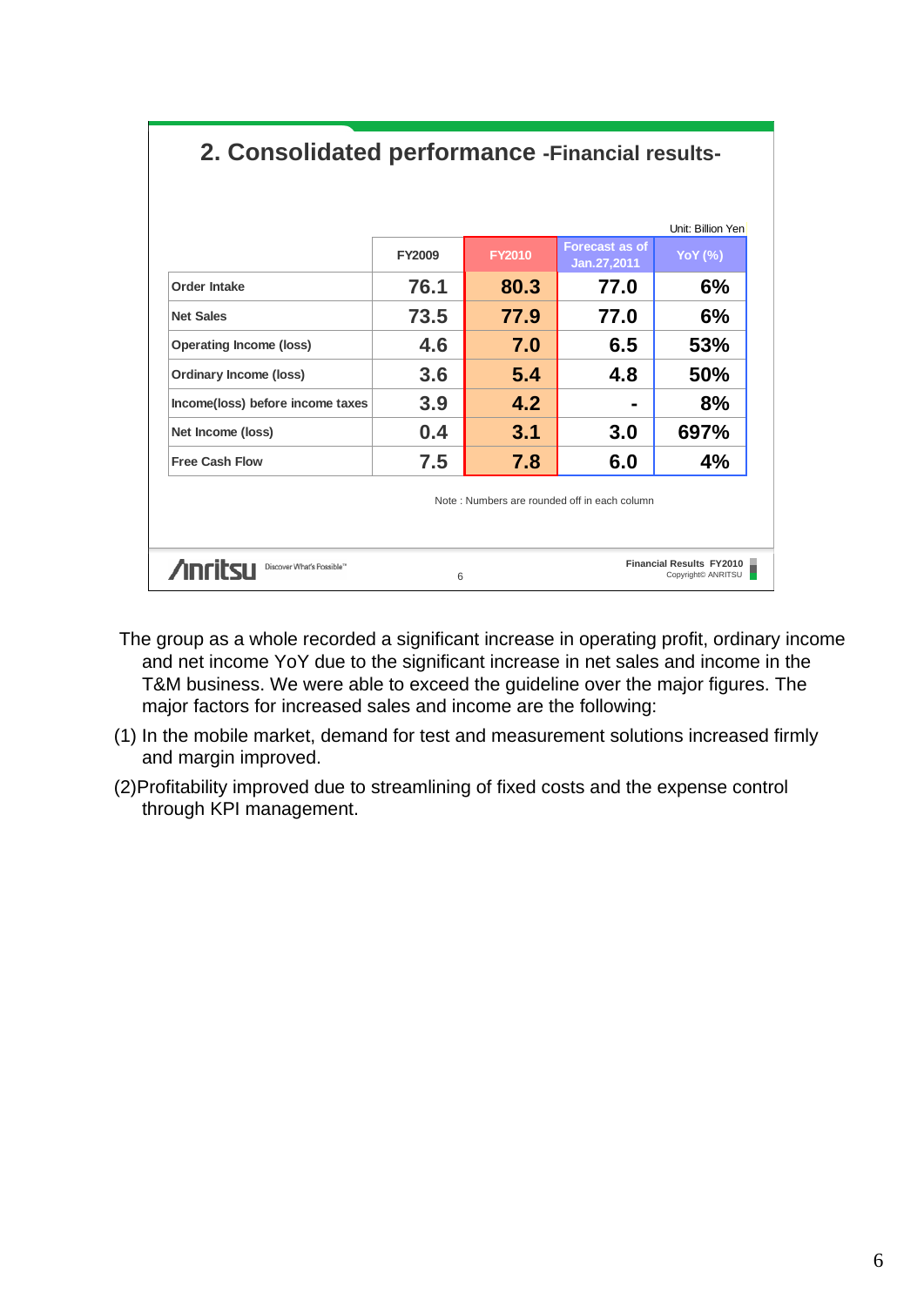## 2. Consolidated performance -Financial results-

Unit: Billion Yen

| | FY2009 | FY2010 | Forecast as of Jan.27,2011 | YoY (%) |
|---|---|---|---|---|
| Order Intake | 76.1 | 80.3 | 77.0 | 6% |
| Net Sales | 73.5 | 77.9 | 77.0 | 6% |
| Operating Income (loss) | 4.6 | 7.0 | 6.5 | 53% |
| Ordinary Income (loss) | 3.6 | 5.4 | 4.8 | 50% |
| Income(loss) before income taxes | 3.9 | 4.2 | - | 8% |
| Net Income (loss) | 0.4 | 3.1 | 3.0 | 697% |
| Free Cash Flow | 7.5 | 7.8 | 6.0 | 4% |

Note : Numbers are rounded off in each column

The group as a whole recorded a significant increase in operating profit, ordinary income and net income YoY due to the significant increase in net sales and income in the T&M business. We were able to exceed the guideline over the major figures. The major factors for increased sales and income are the following:

(1) In the mobile market, demand for test and measurement solutions increased firmly and margin improved.

(2)Profitability improved due to streamlining of fixed costs and the expense control through KPI management.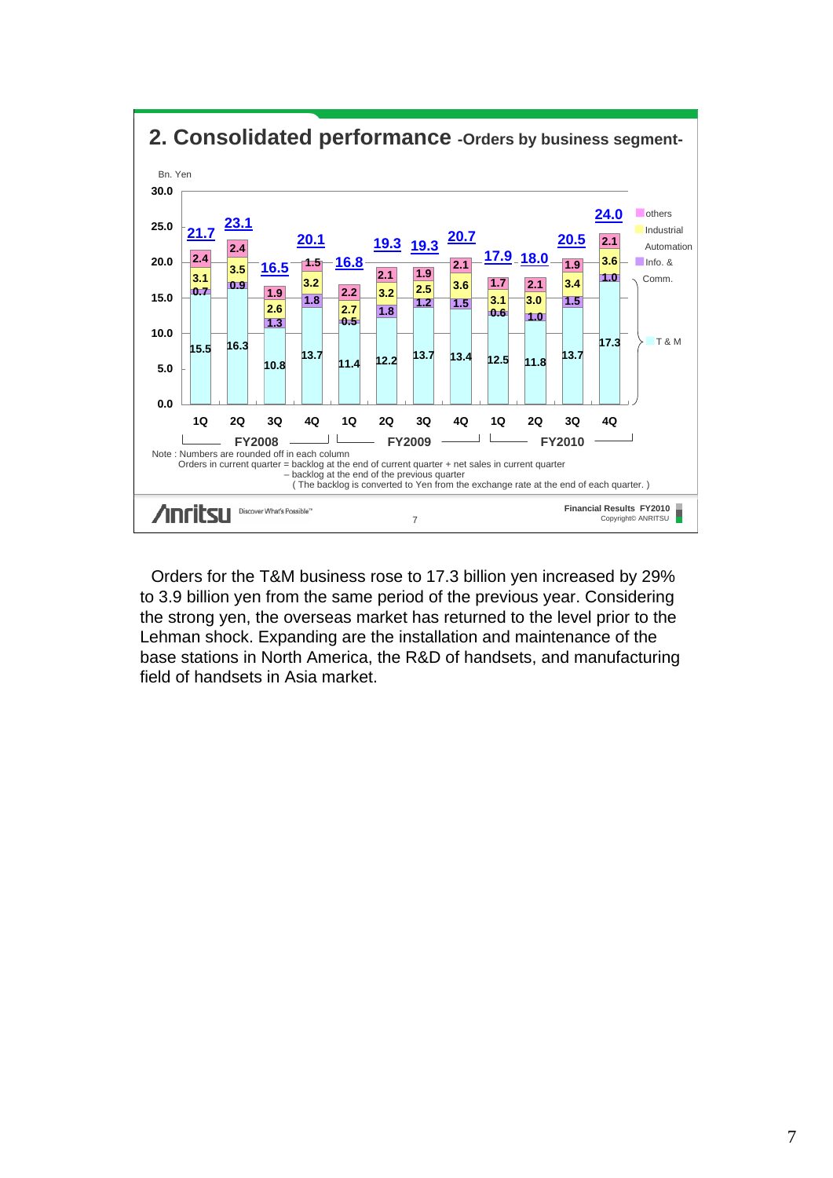## 2. Consolidated performance -Orders by business segment-

Bn. Yen

| | FY2008 1Q | FY2008 2Q | FY2008 3Q | FY2008 4Q | FY2009 1Q | FY2009 2Q | FY2009 3Q | FY2009 4Q | FY2010 1Q | FY2010 2Q | FY2010 3Q | FY2010 4Q |
|---|---|---|---|---|---|---|---|---|---|---|---|---|
| others | 2.4 | 2.4 | 1.9 | 1.5 | 2.2 | 2.1 | 1.9 | 2.1 | 1.7 | 2.1 | 1.9 | 2.1 |
| Industrial Automation | 3.1 | 3.5 | 2.6 | 3.2 | 2.7 | 3.2 | 2.5 | 3.6 | 3.1 | 3.0 | 3.4 | 3.6 |
| Info. & Comm. | 0.7 | 0.9 | 1.3 | 1.8 | 0.5 | 1.8 | 1.2 | 1.5 | 0.6 | 1.0 | 1.5 | 1.0 |
| T & M | 15.5 | 16.3 | 10.8 | 13.7 | 11.4 | 12.2 | 13.7 | 13.4 | 12.5 | 11.8 | 13.7 | 17.3 |
| Total | 21.7 | 23.1 | 16.5 | 20.1 | 16.8 | 19.3 | 19.3 | 20.7 | 17.9 | 18.0 | 20.5 | 24.0 |

Note : Numbers are rounded off in each column
Orders in current quarter = backlog at the end of current quarter + net sales in current quarter
– backlog at the end of the previous quarter
( The backlog is converted to Yen from the exchange rate at the end of each quarter. )

Orders for the T&M business rose to 17.3 billion yen increased by 29% to 3.9 billion yen from the same period of the previous year. Considering the strong yen, the overseas market has returned to the level prior to the Lehman shock. Expanding are the installation and maintenance of the base stations in North America, the R&D of handsets, and manufacturing field of handsets in Asia market.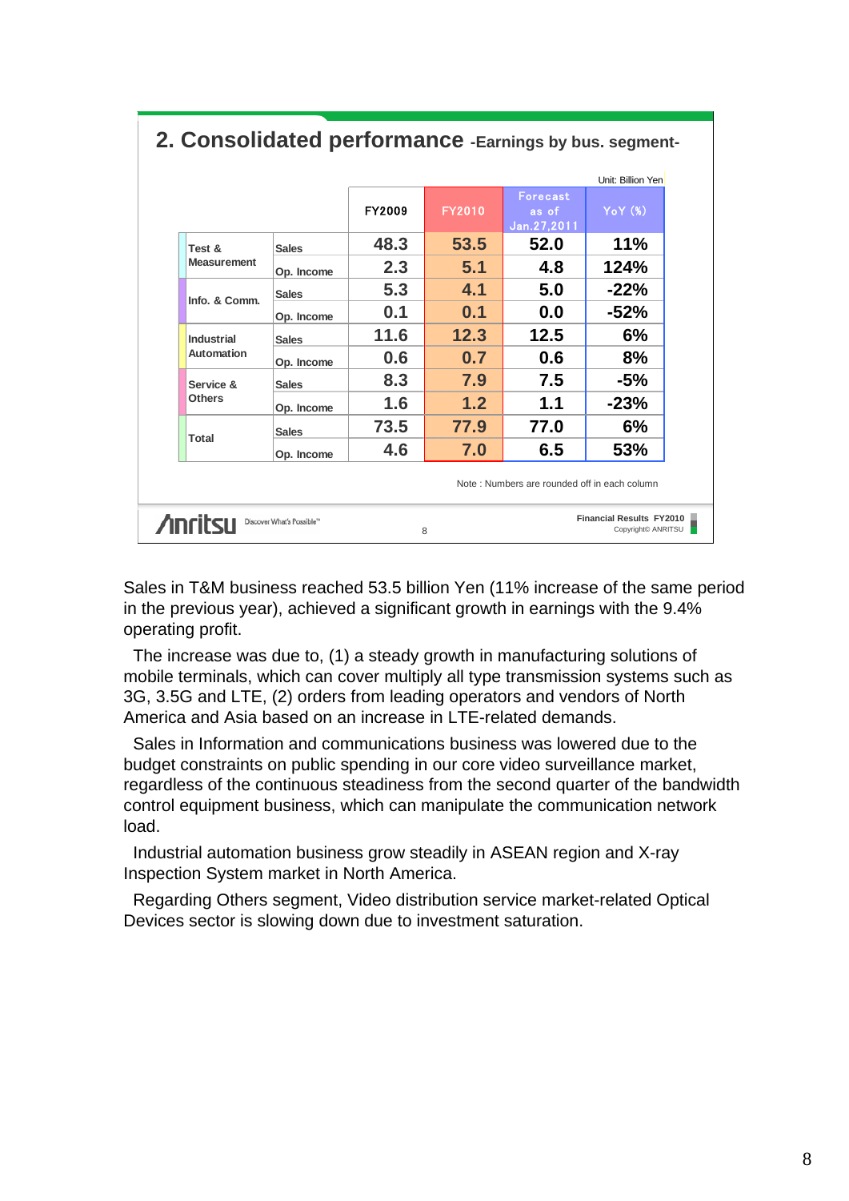## 2. Consolidated performance -Earnings by bus. segment-

Unit: Billion Yen

| | | FY2009 | FY2010 | Forecast as of Jan.27,2011 | YoY (%) |
|---|---|---|---|---|---|
| Test & Measurement | Sales | 48.3 | 53.5 | 52.0 | 11% |
| | Op. Income | 2.3 | 5.1 | 4.8 | 124% |
| Info. & Comm. | Sales | 5.3 | 4.1 | 5.0 | -22% |
| | Op. Income | 0.1 | 0.1 | 0.0 | -52% |
| Industrial Automation | Sales | 11.6 | 12.3 | 12.5 | 6% |
| | Op. Income | 0.6 | 0.7 | 0.6 | 8% |
| Service & Others | Sales | 8.3 | 7.9 | 7.5 | -5% |
| | Op. Income | 1.6 | 1.2 | 1.1 | -23% |
| Total | Sales | 73.5 | 77.9 | 77.0 | 6% |
| | Op. Income | 4.6 | 7.0 | 6.5 | 53% |

Note : Numbers are rounded off in each column

Sales in T&M business reached 53.5 billion Yen (11% increase of the same period in the previous year), achieved a significant growth in earnings with the 9.4% operating profit.

The increase was due to, (1) a steady growth in manufacturing solutions of mobile terminals, which can cover multiply all type transmission systems such as 3G, 3.5G and LTE, (2) orders from leading operators and vendors of North America and Asia based on an increase in LTE-related demands.

Sales in Information and communications business was lowered due to the budget constraints on public spending in our core video surveillance market, regardless of the continuous steadiness from the second quarter of the bandwidth control equipment business, which can manipulate the communication network load.

Industrial automation business grow steadily in ASEAN region and X-ray Inspection System market in North America.

Regarding Others segment, Video distribution service market-related Optical Devices sector is slowing down due to investment saturation.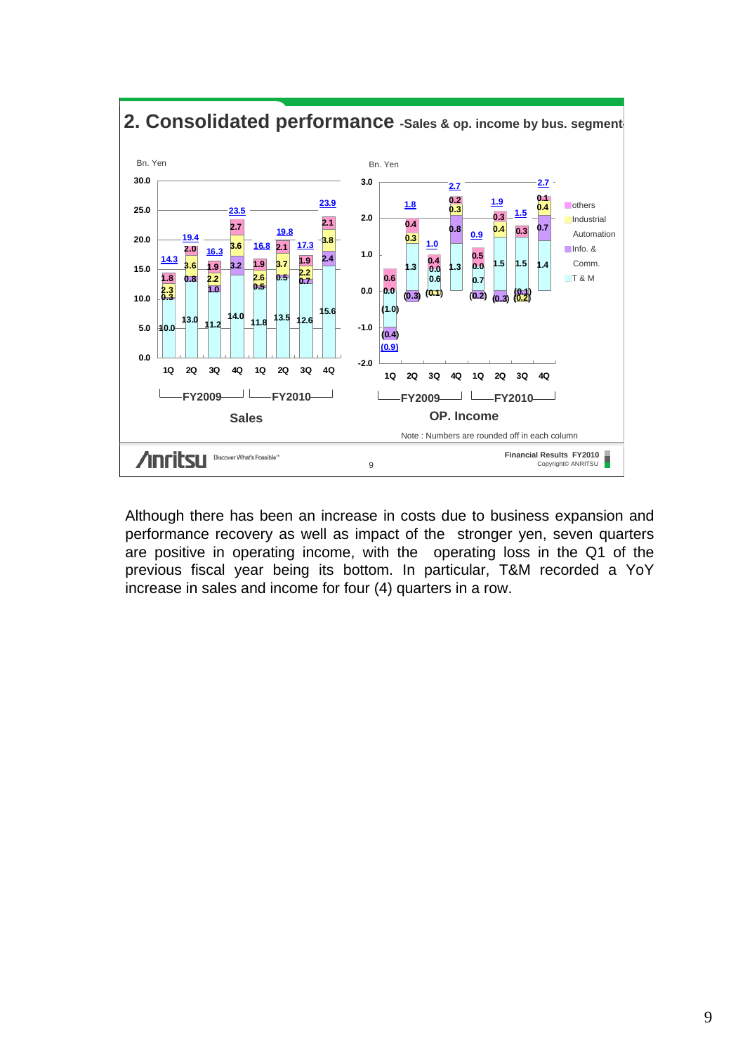## 2. Consolidated performance -Sales & op. income by bus. segment

**Sales** (Bn. Yen)

| | FY2009 1Q | FY2009 2Q | FY2009 3Q | FY2009 4Q | FY2010 1Q | FY2010 2Q | FY2010 3Q | FY2010 4Q |
|---|---|---|---|---|---|---|---|---|
| T & M | 10.0 | 13.0 | 11.2 | 14.0 | 11.8 | 13.5 | 12.6 | 15.6 |
| Info. & Comm. | 0.3 | 0.8 | 1.0 | 3.2 | 0.5 | 0.5 | 0.7 | 2.4 |
| Industrial Automation | 2.3 | 3.6 | 2.2 | 3.6 | 2.6 | 3.7 | 2.2 | 3.8 |
| others | 1.8 | 2.0 | 1.9 | 2.7 | 1.9 | 2.1 | 1.9 | 2.1 |
| Total | 14.3 | 19.4 | 16.3 | 23.5 | 16.8 | 19.8 | 17.3 | 23.9 |

**OP. Income** (Bn. Yen)

| | FY2009 1Q | FY2009 2Q | FY2009 3Q | FY2009 4Q | FY2010 1Q | FY2010 2Q | FY2010 3Q | FY2010 4Q |
|---|---|---|---|---|---|---|---|---|
| T & M | (1.0) | 1.3 | 0.6 | 1.3 | 0.7 | 1.5 | 1.5 | 1.4 |
| Info. & Comm. | (0.4) | (0.3) | (0.1) | 0.8 | (0.2) | (0.3) | (0.1) | 0.7 |
| Industrial Automation | 0.0 | 0.3 | 0.0 | 0.3 | 0.0 | 0.4 | (0.2) | 0.4 |
| others | 0.6 | 0.4 | 0.4 | 0.2 | 0.5 | 0.3 | 0.3 | 0.1 |
| Total | (0.9) | 1.8 | 1.0 | 2.7 | 0.9 | 1.9 | 1.5 | 2.7 |

Note : Numbers are rounded off in each column

Although there has been an increase in costs due to business expansion and performance recovery as well as impact of the stronger yen, seven quarters are positive in operating income, with the operating loss in the Q1 of the previous fiscal year being its bottom. In particular, T&M recorded a YoY increase in sales and income for four (4) quarters in a row.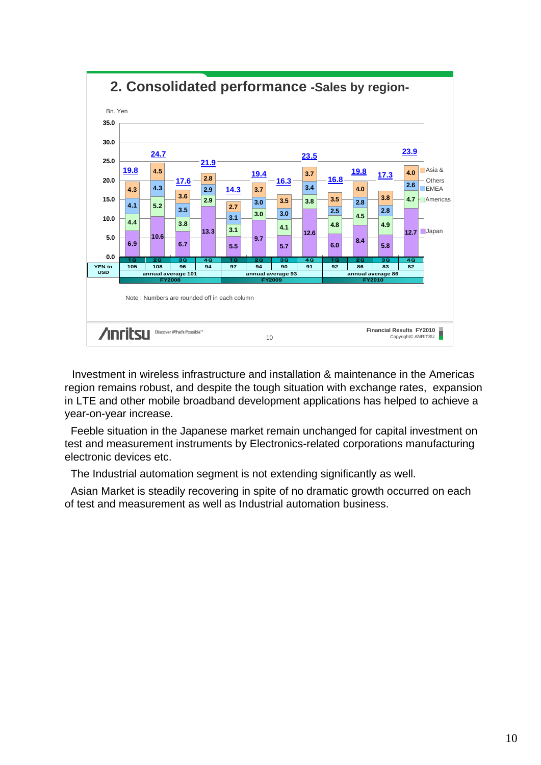## 2. Consolidated performance -Sales by region-

Bn. Yen

| | FY2008 1Q | FY2008 2Q | FY2008 3Q | FY2008 4Q | FY2009 1Q | FY2009 2Q | FY2009 3Q | FY2009 4Q | FY2010 1Q | FY2010 2Q | FY2010 3Q | FY2010 4Q |
|---|---|---|---|---|---|---|---|---|---|---|---|---|
| Total | 19.8 | 24.7 | 17.6 | 21.9 | 14.3 | 19.4 | 16.3 | 23.5 | 16.8 | 19.8 | 17.3 | 23.9 |
| Asia & Others | 4.3 | 4.5 | 3.6 | 2.8 | 2.7 | 3.7 | 3.5 | 3.7 | 3.5 | 4.0 | 3.8 | 4.0 |
| EMEA | 4.1 | 4.3 | 3.5 | 2.9 | 3.1 | 3.0 | 3.0 | 3.4 | 2.5 | 2.8 | 2.8 | 2.6 |
| Americas | 4.4 | 5.2 | 3.8 | 2.9 | 3.1 | 3.0 | 4.1 | 3.8 | 4.8 | 4.5 | 4.9 | 4.7 |
| Japan | 6.9 | 10.6 | 6.7 | 13.3 | 5.5 | 9.7 | 5.7 | 12.6 | 6.0 | 8.4 | 5.8 | 12.7 |
| YEN to USD | 105 | 108 | 96 | 94 | 97 | 94 | 90 | 91 | 92 | 86 | 83 | 82 |
| | annual average 101 | | | | annual average 93 | | | | annual average 86 | | | |

Note : Numbers are rounded off in each column

Investment in wireless infrastructure and installation & maintenance in the Americas region remains robust, and despite the tough situation with exchange rates, expansion in LTE and other mobile broadband development applications has helped to achieve a year-on-year increase.

Feeble situation in the Japanese market remain unchanged for capital investment on test and measurement instruments by Electronics-related corporations manufacturing electronic devices etc.

The Industrial automation segment is not extending significantly as well.

Asian Market is steadily recovering in spite of no dramatic growth occurred on each of test and measurement as well as Industrial automation business.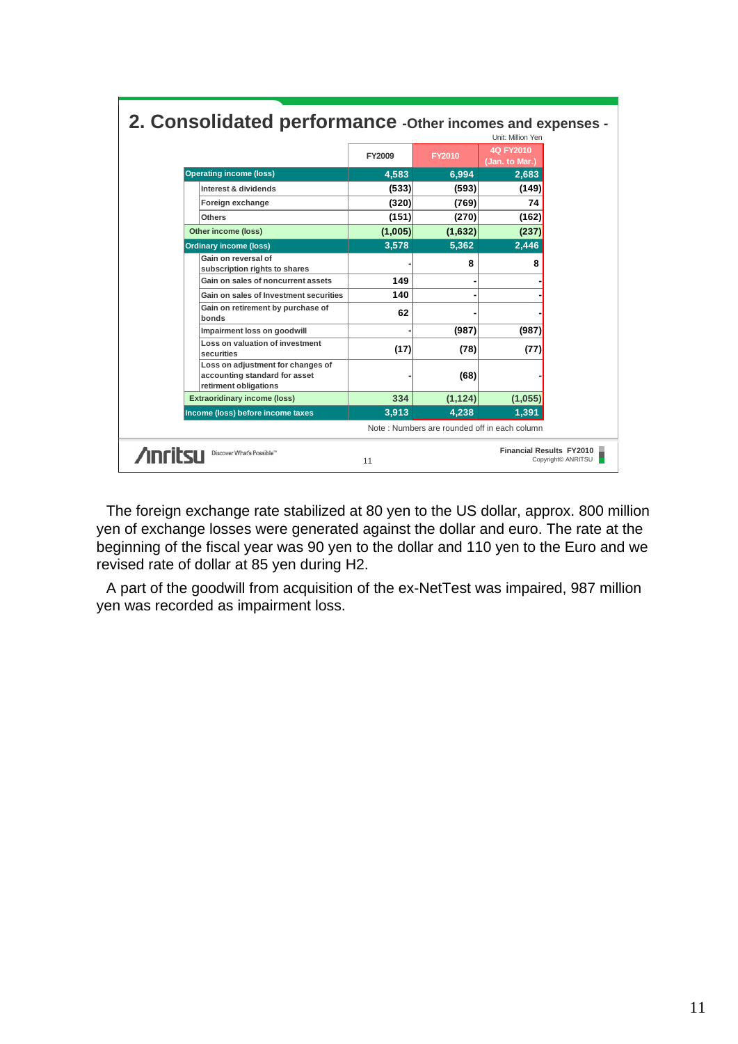## 2. Consolidated performance -Other incomes and expenses -

Unit: Million Yen

| | FY2009 | FY2010 | 4Q FY2010 (Jan. to Mar.) |
|---|---|---|---|
| **Operating income (loss)** | 4,583 | 6,994 | 2,683 |
| Interest & dividends | (533) | (593) | (149) |
| Foreign exchange | (320) | (769) | 74 |
| Others | (151) | (270) | (162) |
| **Other income (loss)** | (1,005) | (1,632) | (237) |
| **Ordinary income (loss)** | 3,578 | 5,362 | 2,446 |
| Gain on reversal of subscription rights to shares | - | 8 | 8 |
| Gain on sales of noncurrent assets | 149 | - | - |
| Gain on sales of Investment securities | 140 | - | - |
| Gain on retirement by purchase of bonds | 62 | - | - |
| Impairment loss on goodwill | - | (987) | (987) |
| Loss on valuation of investment securities | (17) | (78) | (77) |
| Loss on adjustment for changes of accounting standard for asset retirement obligations | - | (68) | - |
| **Extraoridinary income (loss)** | 334 | (1,124) | (1,055) |
| **Income (loss) before income taxes** | 3,913 | 4,238 | 1,391 |

Note : Numbers are rounded off in each column

The foreign exchange rate stabilized at 80 yen to the US dollar, approx. 800 million yen of exchange losses were generated against the dollar and euro. The rate at the beginning of the fiscal year was 90 yen to the dollar and 110 yen to the Euro and we revised rate of dollar at 85 yen during H2.

A part of the goodwill from acquisition of the ex-NetTest was impaired, 987 million yen was recorded as impairment loss.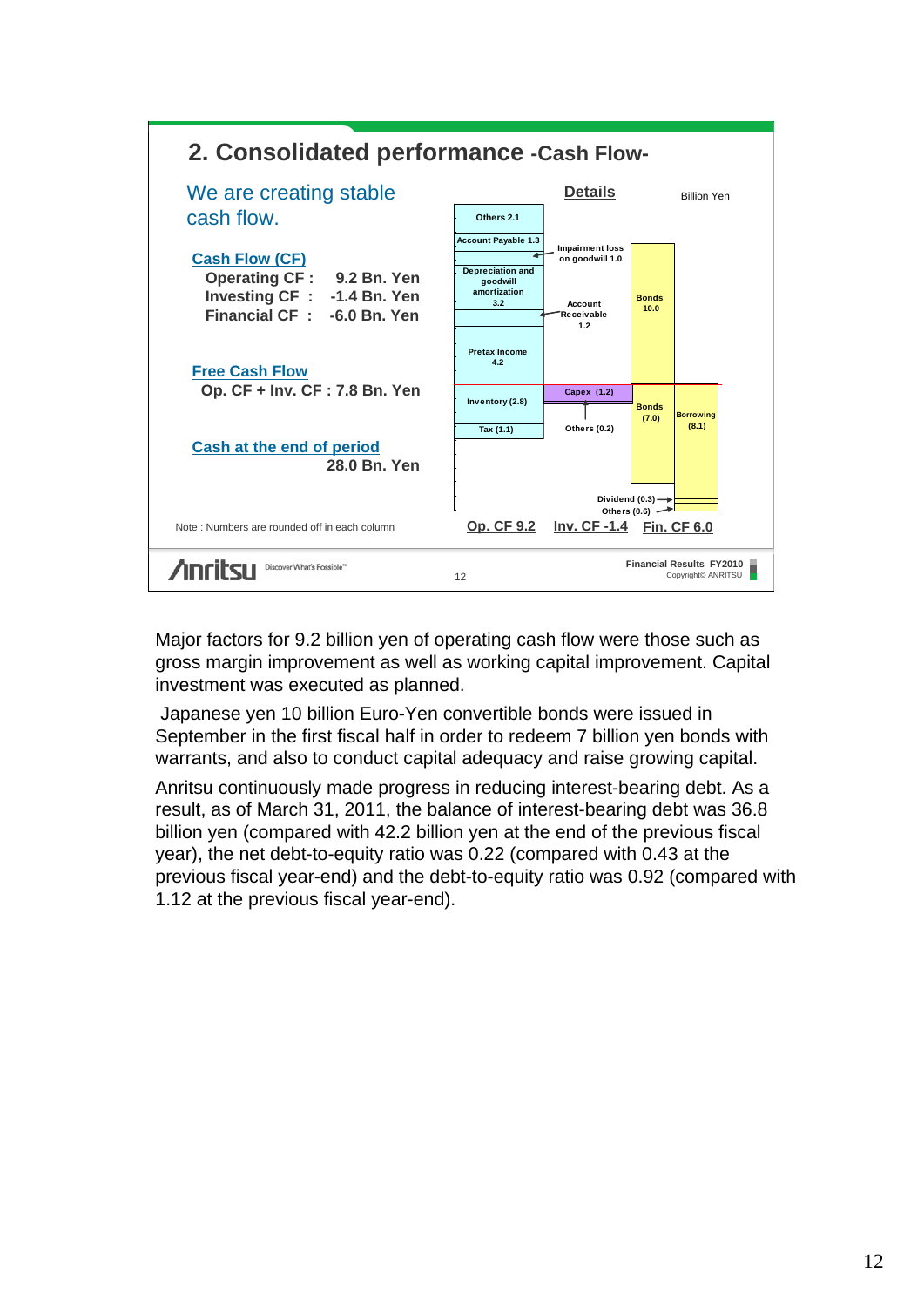## 2. Consolidated performance -Cash Flow-

We are creating stable cash flow.

**Cash Flow (CF)**

- Operating CF : 9.2 Bn. Yen
- Investing CF : -1.4 Bn. Yen
- Financial CF : -6.0 Bn. Yen

**Free Cash Flow**

Op. CF + Inv. CF : 7.8 Bn. Yen

**Cash at the end of period**

28.0 Bn. Yen

**Details** (Billion Yen)

| Op. CF 9.2 | Inv. CF -1.4 | Fin. CF 6.0 |
|---|---|---|
| Others 2.1 | Impairment loss on goodwill 1.0 | Bonds 10.0 |
| Account Payable 1.3 | Account Receivable 1.2 | Bonds (7.0) |
| Depreciation and goodwill amortization 3.2 | Capex (1.2) | Borrowing (8.1) |
| Pretax Income 4.2 | Others (0.2) | Dividend (0.3) |
| Inventory (2.8) | | Others (0.6) |
| Tax (1.1) | | |

Note : Numbers are rounded off in each column

Major factors for 9.2 billion yen of operating cash flow were those such as gross margin improvement as well as working capital improvement. Capital investment was executed as planned.

Japanese yen 10 billion Euro-Yen convertible bonds were issued in September in the first fiscal half in order to redeem 7 billion yen bonds with warrants, and also to conduct capital adequacy and raise growing capital.

Anritsu continuously made progress in reducing interest-bearing debt. As a result, as of March 31, 2011, the balance of interest-bearing debt was 36.8 billion yen (compared with 42.2 billion yen at the end of the previous fiscal year), the net debt-to-equity ratio was 0.22 (compared with 0.43 at the previous fiscal year-end) and the debt-to-equity ratio was 0.92 (compared with 1.12 at the previous fiscal year-end).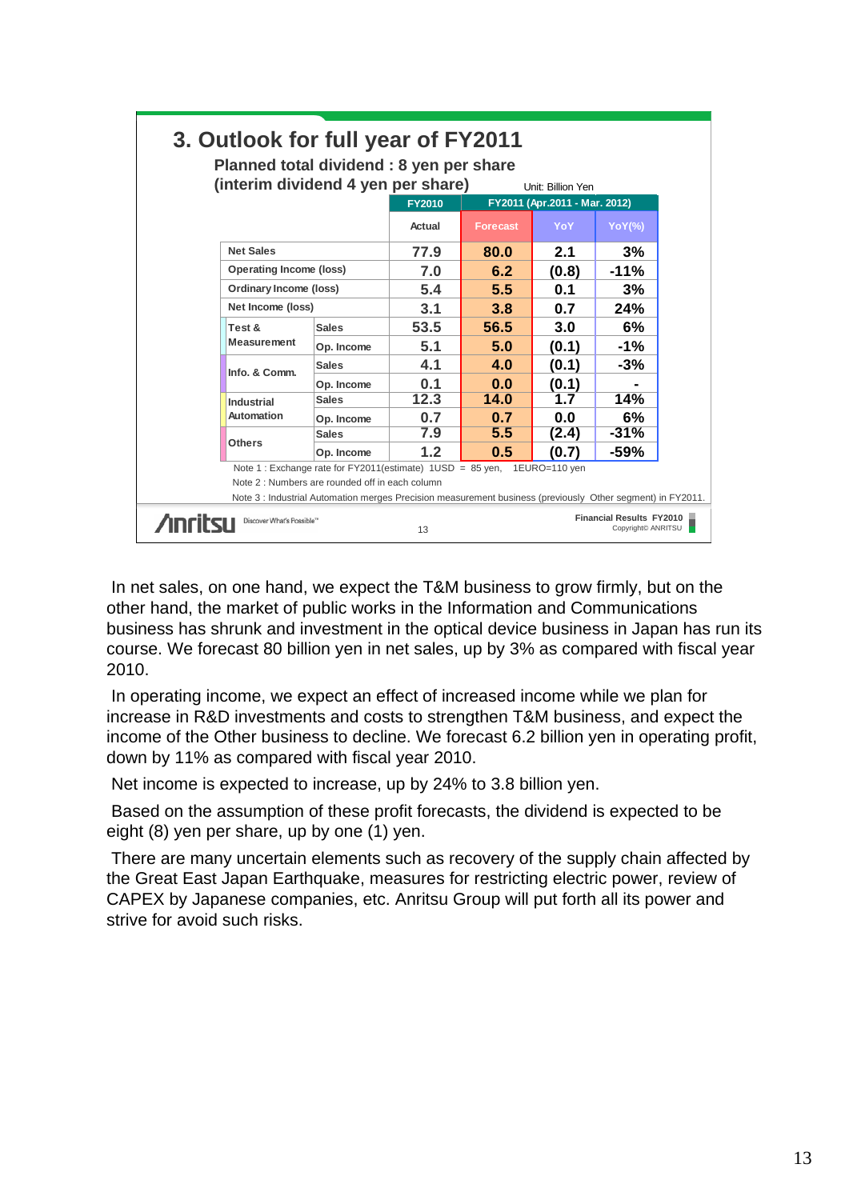## 3. Outlook for full year of FY2011

**Planned total dividend : 8 yen per share**
**(interim dividend 4 yen per share)**

Unit: Billion Yen

| | | FY2010 | FY2011 (Apr.2011 - Mar. 2012) | | |
|---|---|---|---|---|---|
| | | Actual | Forecast | YoY | YoY(%) |
| Net Sales | | 77.9 | 80.0 | 2.1 | 3% |
| Operating Income (loss) | | 7.0 | 6.2 | (0.8) | -11% |
| Ordinary Income (loss) | | 5.4 | 5.5 | 0.1 | 3% |
| Net Income (loss) | | 3.1 | 3.8 | 0.7 | 24% |
| Test & Measurement | Sales | 53.5 | 56.5 | 3.0 | 6% |
| | Op. Income | 5.1 | 5.0 | (0.1) | -1% |
| Info. & Comm. | Sales | 4.1 | 4.0 | (0.1) | -3% |
| | Op. Income | 0.1 | 0.0 | (0.1) | - |
| Industrial Automation | Sales | 12.3 | 14.0 | 1.7 | 14% |
| | Op. Income | 0.7 | 0.7 | 0.0 | 6% |
| Others | Sales | 7.9 | 5.5 | (2.4) | -31% |
| | Op. Income | 1.2 | 0.5 | (0.7) | -59% |

Note 1 : Exchange rate for FY2011(estimate) 1USD = 85 yen, 1EURO=110 yen

Note 2 : Numbers are rounded off in each column

Note 3 : Industrial Automation merges Precision measurement business (previously Other segment) in FY2011.

In net sales, on one hand, we expect the T&M business to grow firmly, but on the other hand, the market of public works in the Information and Communications business has shrunk and investment in the optical device business in Japan has run its course. We forecast 80 billion yen in net sales, up by 3% as compared with fiscal year 2010.

In operating income, we expect an effect of increased income while we plan for increase in R&D investments and costs to strengthen T&M business, and expect the income of the Other business to decline. We forecast 6.2 billion yen in operating profit, down by 11% as compared with fiscal year 2010.

Net income is expected to increase, up by 24% to 3.8 billion yen.

Based on the assumption of these profit forecasts, the dividend is expected to be eight (8) yen per share, up by one (1) yen.

There are many uncertain elements such as recovery of the supply chain affected by the Great East Japan Earthquake, measures for restricting electric power, review of CAPEX by Japanese companies, etc. Anritsu Group will put forth all its power and strive for avoid such risks.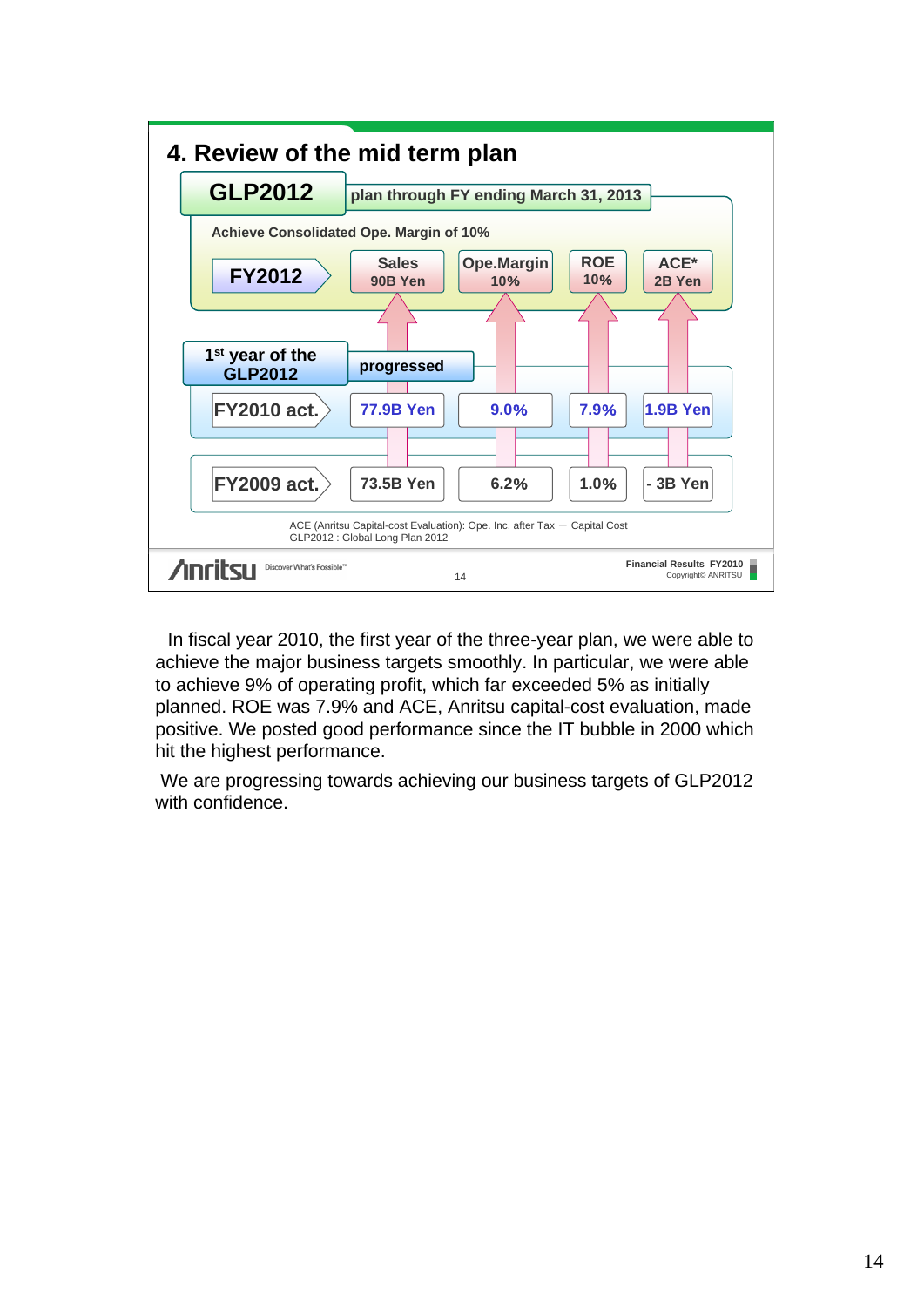## 4. Review of the mid term plan

**GLP2012** plan through FY ending March 31, 2013

Achieve Consolidated Ope. Margin of 10%

| | Sales | Ope.Margin | ROE | ACE* |
|---|---|---|---|---|
| FY2012 | 90B Yen | 10% | 10% | 2B Yen |
| FY2010 act. (1st year of the GLP2012 – progressed) | 77.9B Yen | 9.0% | 7.9% | 1.9B Yen |
| FY2009 act. | 73.5B Yen | 6.2% | 1.0% | - 3B Yen |

ACE (Anritsu Capital-cost Evaluation): Ope. Inc. after Tax − Capital Cost
GLP2012 : Global Long Plan 2012

In fiscal year 2010, the first year of the three-year plan, we were able to achieve the major business targets smoothly. In particular, we were able to achieve 9% of operating profit, which far exceeded 5% as initially planned. ROE was 7.9% and ACE, Anritsu capital-cost evaluation, made positive. We posted good performance since the IT bubble in 2000 which hit the highest performance.

We are progressing towards achieving our business targets of GLP2012 with confidence.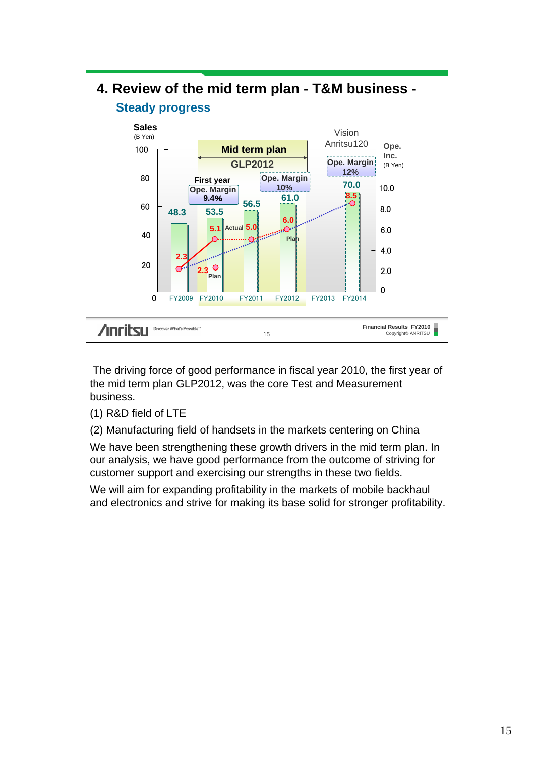## 4. Review of the mid term plan - T&M business -

### Steady progress

Sales (B Yen) / Ope. Inc. (B Yen)

| | FY2009 | FY2010 | FY2011 | FY2012 | FY2013 | FY2014 |
|---|---|---|---|---|---|---|
| Sales | 48.3 | 53.5 | 56.5 | 61.0 | | 70.0 |
| Ope. Inc. (Actual) | 2.3 | 5.1 | | | | |
| Ope. Inc. (Plan) | | 2.3 | 5.0 | 6.0 | | 8.5 |

Mid term plan GLP2012: First year Ope. Margin 9.4%; Ope. Margin 10%

Vision Anritsu120: Ope. Margin 12%

The driving force of good performance in fiscal year 2010, the first year of the mid term plan GLP2012, was the core Test and Measurement business.

(1) R&D field of LTE

(2) Manufacturing field of handsets in the markets centering on China

We have been strengthening these growth drivers in the mid term plan. In our analysis, we have good performance from the outcome of striving for customer support and exercising our strengths in these two fields.

We will aim for expanding profitability in the markets of mobile backhaul and electronics and strive for making its base solid for stronger profitability.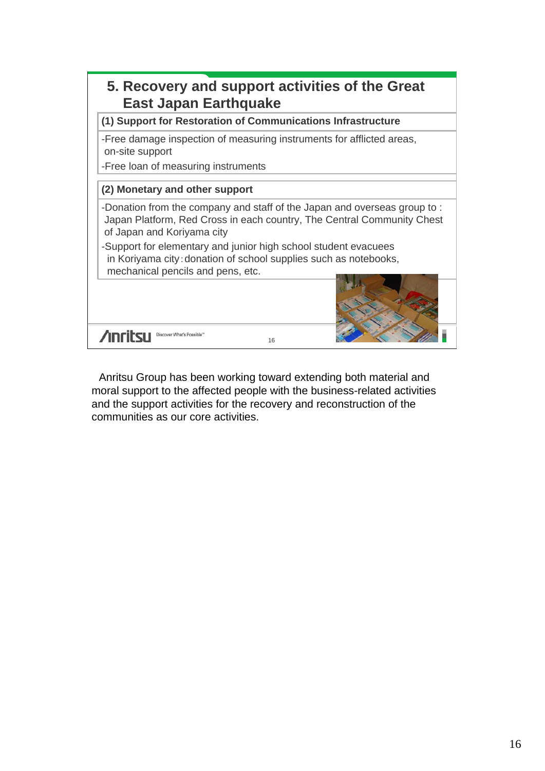## 5. Recovery and support activities of the Great East Japan Earthquake

**(1) Support for Restoration of Communications Infrastructure**

-Free damage inspection of measuring instruments for afflicted areas, on-site support

-Free loan of measuring instruments

**(2) Monetary and other support**

-Donation from the company and staff of the Japan and overseas group to : Japan Platform, Red Cross in each country, The Central Community Chest of Japan and Koriyama city

-Support for elementary and junior high school student evacuees in Koriyama city：donation of school supplies such as notebooks, mechanical pencils and pens, etc.

Anritsu Group has been working toward extending both material and moral support to the affected people with the business-related activities and the support activities for the recovery and reconstruction of the communities as our core activities.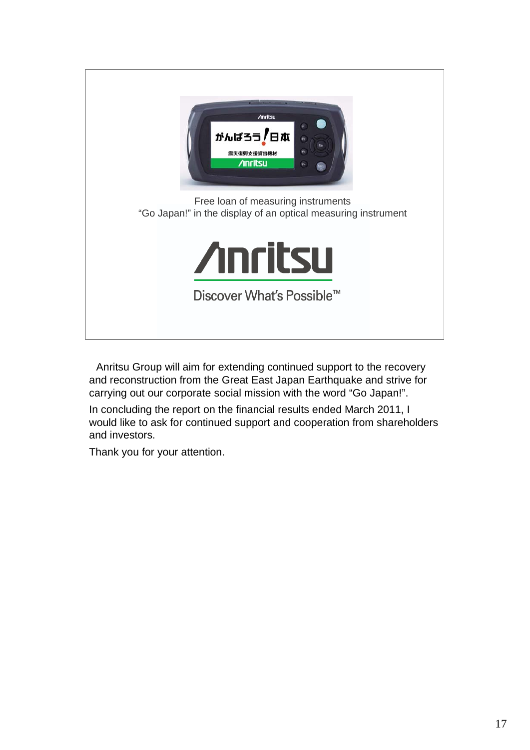Free loan of measuring instruments
“Go Japan!” in the display of an optical measuring instrument

Anritsu

Discover What's Possible™

Anritsu Group will aim for extending continued support to the recovery and reconstruction from the Great East Japan Earthquake and strive for carrying out our corporate social mission with the word “Go Japan!”.

In concluding the report on the financial results ended March 2011, I would like to ask for continued support and cooperation from shareholders and investors.

Thank you for your attention.